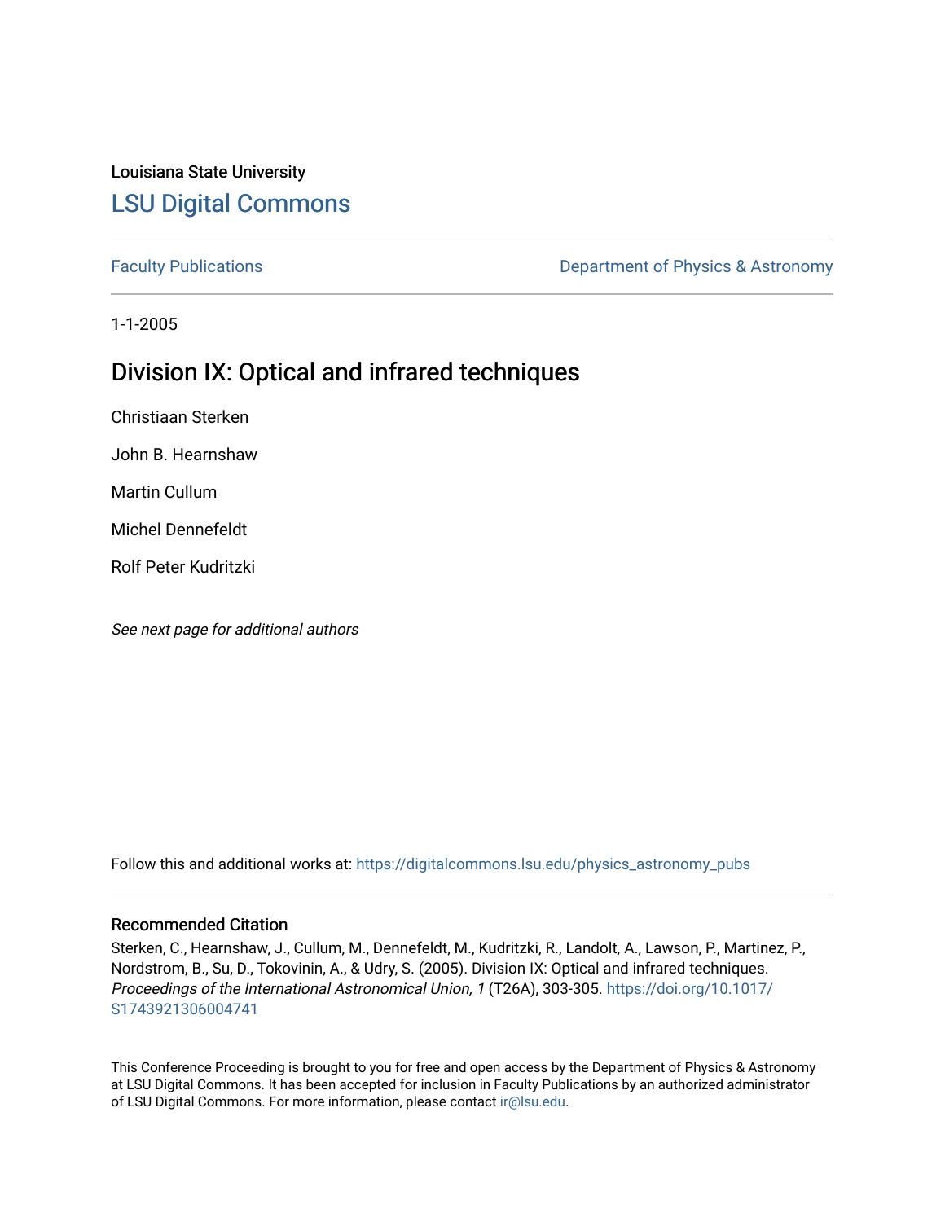Louisiana State University

# LSU Digital Commons

Faculty Publications

Department of Physics & Astronomy

1-1-2005

## Division IX: Optical and infrared techniques

Christiaan Sterken

John B. Hearnshaw

Martin Cullum

Michel Dennefeldt

Rolf Peter Kudritzki

*See next page for additional authors*

Follow this and additional works at: https://digitalcommons.lsu.edu/physics_astronomy_pubs

### Recommended Citation

Sterken, C., Hearnshaw, J., Cullum, M., Dennefeldt, M., Kudritzki, R., Landolt, A., Lawson, P., Martinez, P., Nordstrom, B., Su, D., Tokovinin, A., & Udry, S. (2005). Division IX: Optical and infrared techniques. *Proceedings of the International Astronomical Union, 1* (T26A), 303-305. https://doi.org/10.1017/S1743921306004741

This Conference Proceeding is brought to you for free and open access by the Department of Physics & Astronomy at LSU Digital Commons. It has been accepted for inclusion in Faculty Publications by an authorized administrator of LSU Digital Commons. For more information, please contact ir@lsu.edu.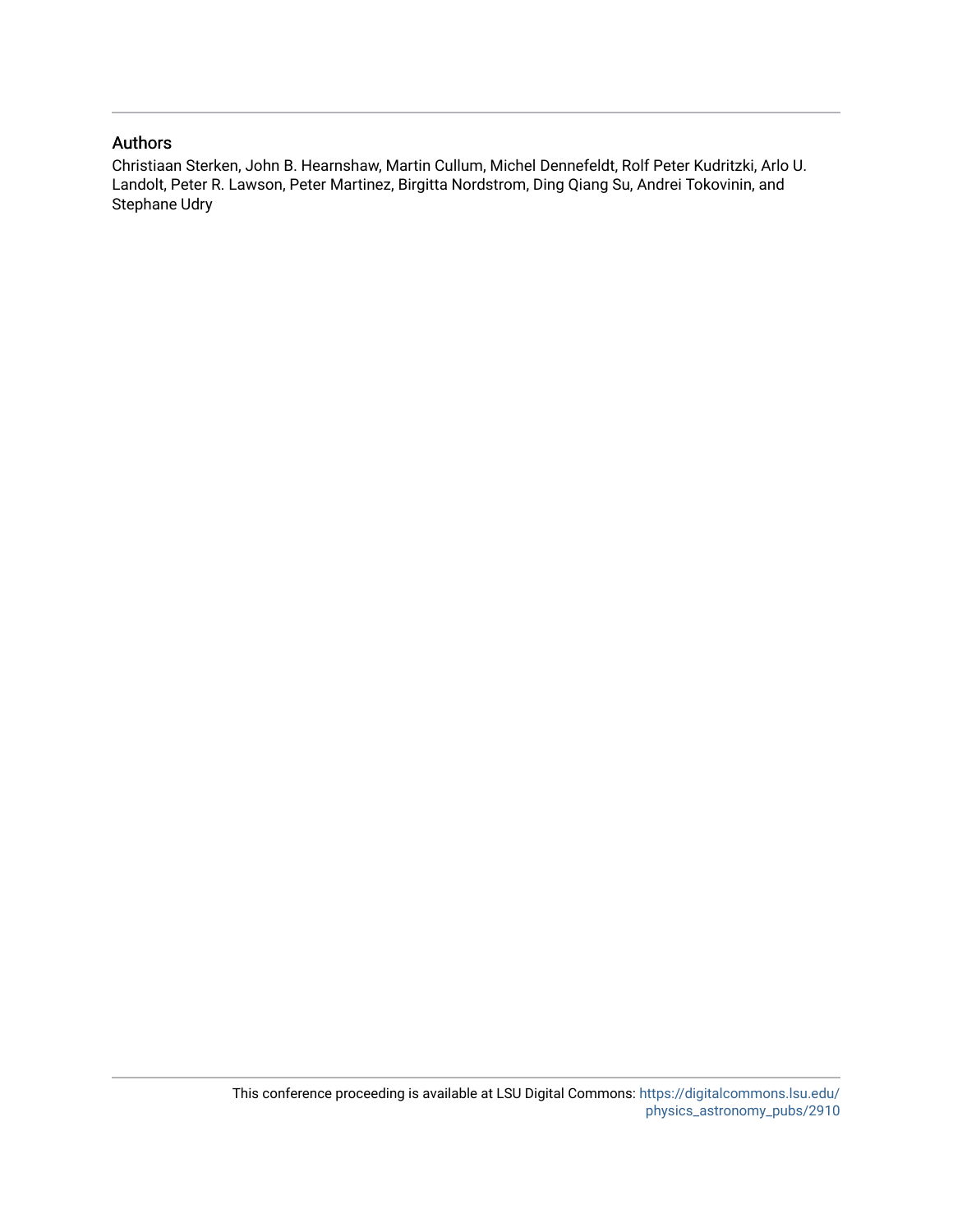### Authors

Christiaan Sterken, John B. Hearnshaw, Martin Cullum, Michel Dennefeldt, Rolf Peter Kudritzki, Arlo U. Landolt, Peter R. Lawson, Peter Martinez, Birgitta Nordstrom, Ding Qiang Su, Andrei Tokovinin, and Stephane Udry

This conference proceeding is available at LSU Digital Commons: https://digitalcommons.lsu.edu/physics_astronomy_pubs/2910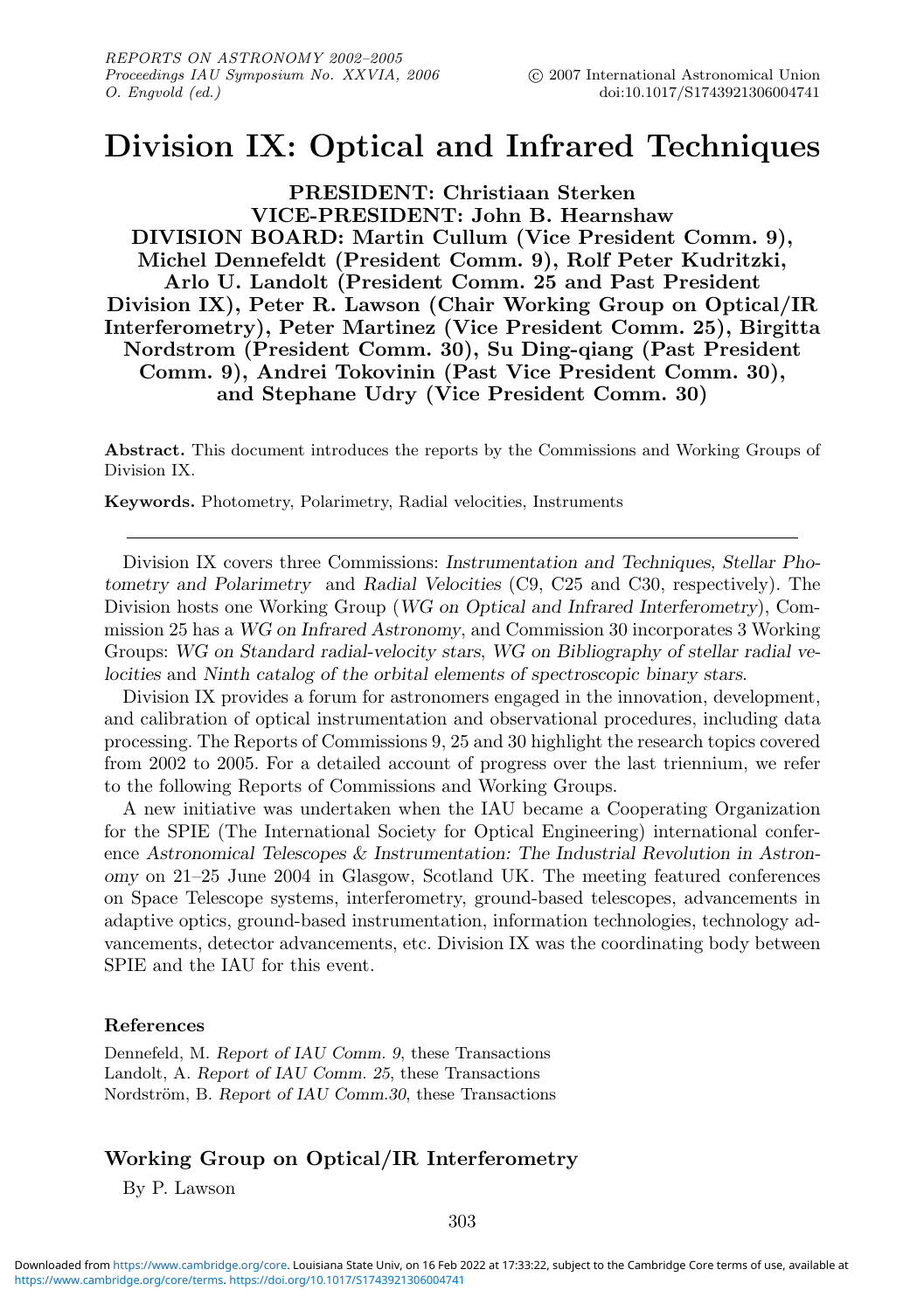# Division IX: Optical and Infrared Techniques

**PRESIDENT: Christiaan Sterken**
**VICE-PRESIDENT: John B. Hearnshaw**
**DIVISION BOARD: Martin Cullum (Vice President Comm. 9), Michel Dennefeldt (President Comm. 9), Rolf Peter Kudritzki, Arlo U. Landolt (President Comm. 25 and Past President Division IX), Peter R. Lawson (Chair Working Group on Optical/IR Interferometry), Peter Martinez (Vice President Comm. 25), Birgitta Nordstrom (President Comm. 30), Su Ding-qiang (Past President Comm. 9), Andrei Tokovinin (Past Vice President Comm. 30), and Stephane Udry (Vice President Comm. 30)**

**Abstract.** This document introduces the reports by the Commissions and Working Groups of Division IX.

**Keywords.** Photometry, Polarimetry, Radial velocities, Instruments

---

Division IX covers three Commissions: *Instrumentation and Techniques*, *Stellar Photometry and Polarimetry* and *Radial Velocities* (C9, C25 and C30, respectively). The Division hosts one Working Group (*WG on Optical and Infrared Interferometry*), Commission 25 has a *WG on Infrared Astronomy*, and Commission 30 incorporates 3 Working Groups: *WG on Standard radial-velocity stars*, *WG on Bibliography of stellar radial velocities* and *Ninth catalog of the orbital elements of spectroscopic binary stars*.

Division IX provides a forum for astronomers engaged in the innovation, development, and calibration of optical instrumentation and observational procedures, including data processing. The Reports of Commissions 9, 25 and 30 highlight the research topics covered from 2002 to 2005. For a detailed account of progress over the last triennium, we refer to the following Reports of Commissions and Working Groups.

A new initiative was undertaken when the IAU became a Cooperating Organization for the SPIE (The International Society for Optical Engineering) international conference *Astronomical Telescopes & Instrumentation: The Industrial Revolution in Astronomy* on 21–25 June 2004 in Glasgow, Scotland UK. The meeting featured conferences on Space Telescope systems, interferometry, ground-based telescopes, advancements in adaptive optics, ground-based instrumentation, information technologies, technology advancements, detector advancements, etc. Division IX was the coordinating body between SPIE and the IAU for this event.

### References

Dennefeld, M. *Report of IAU Comm. 9*, these Transactions
Landolt, A. *Report of IAU Comm. 25*, these Transactions
Nordström, B. *Report of IAU Comm.30*, these Transactions

## Working Group on Optical/IR Interferometry

By P. Lawson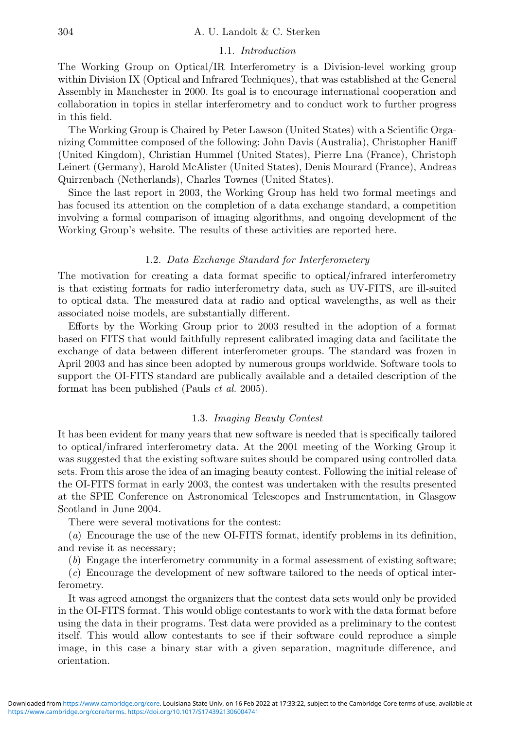### 1.1. *Introduction*

The Working Group on Optical/IR Interferometry is a Division-level working group within Division IX (Optical and Infrared Techniques), that was established at the General Assembly in Manchester in 2000. Its goal is to encourage international cooperation and collaboration in topics in stellar interferometry and to conduct work to further progress in this field.

The Working Group is Chaired by Peter Lawson (United States) with a Scientific Organizing Committee composed of the following: John Davis (Australia), Christopher Haniff (United Kingdom), Christian Hummel (United States), Pierre Lna (France), Christoph Leinert (Germany), Harold McAlister (United States), Denis Mourard (France), Andreas Quirrenbach (Netherlands), Charles Townes (United States).

Since the last report in 2003, the Working Group has held two formal meetings and has focused its attention on the completion of a data exchange standard, a competition involving a formal comparison of imaging algorithms, and ongoing development of the Working Group's website. The results of these activities are reported here.

### 1.2. *Data Exchange Standard for Interferometery*

The motivation for creating a data format specific to optical/infrared interferometry is that existing formats for radio interferometry data, such as UV-FITS, are ill-suited to optical data. The measured data at radio and optical wavelengths, as well as their associated noise models, are substantially different.

Efforts by the Working Group prior to 2003 resulted in the adoption of a format based on FITS that would faithfully represent calibrated imaging data and facilitate the exchange of data between different interferometer groups. The standard was frozen in April 2003 and has since been adopted by numerous groups worldwide. Software tools to support the OI-FITS standard are publically available and a detailed description of the format has been published (Pauls *et al.* 2005).

### 1.3. *Imaging Beauty Contest*

It has been evident for many years that new software is needed that is specifically tailored to optical/infrared interferometry data. At the 2001 meeting of the Working Group it was suggested that the existing software suites should be compared using controlled data sets. From this arose the idea of an imaging beauty contest. Following the initial release of the OI-FITS format in early 2003, the contest was undertaken with the results presented at the SPIE Conference on Astronomical Telescopes and Instrumentation, in Glasgow Scotland in June 2004.

There were several motivations for the contest:

(*a*) Encourage the use of the new OI-FITS format, identify problems in its definition, and revise it as necessary;

(*b*) Engage the interferometry community in a formal assessment of existing software;

(*c*) Encourage the development of new software tailored to the needs of optical interferometry.

It was agreed amongst the organizers that the contest data sets would only be provided in the OI-FITS format. This would oblige contestants to work with the data format before using the data in their programs. Test data were provided as a preliminary to the contest itself. This would allow contestants to see if their software could reproduce a simple image, in this case a binary star with a given separation, magnitude difference, and orientation.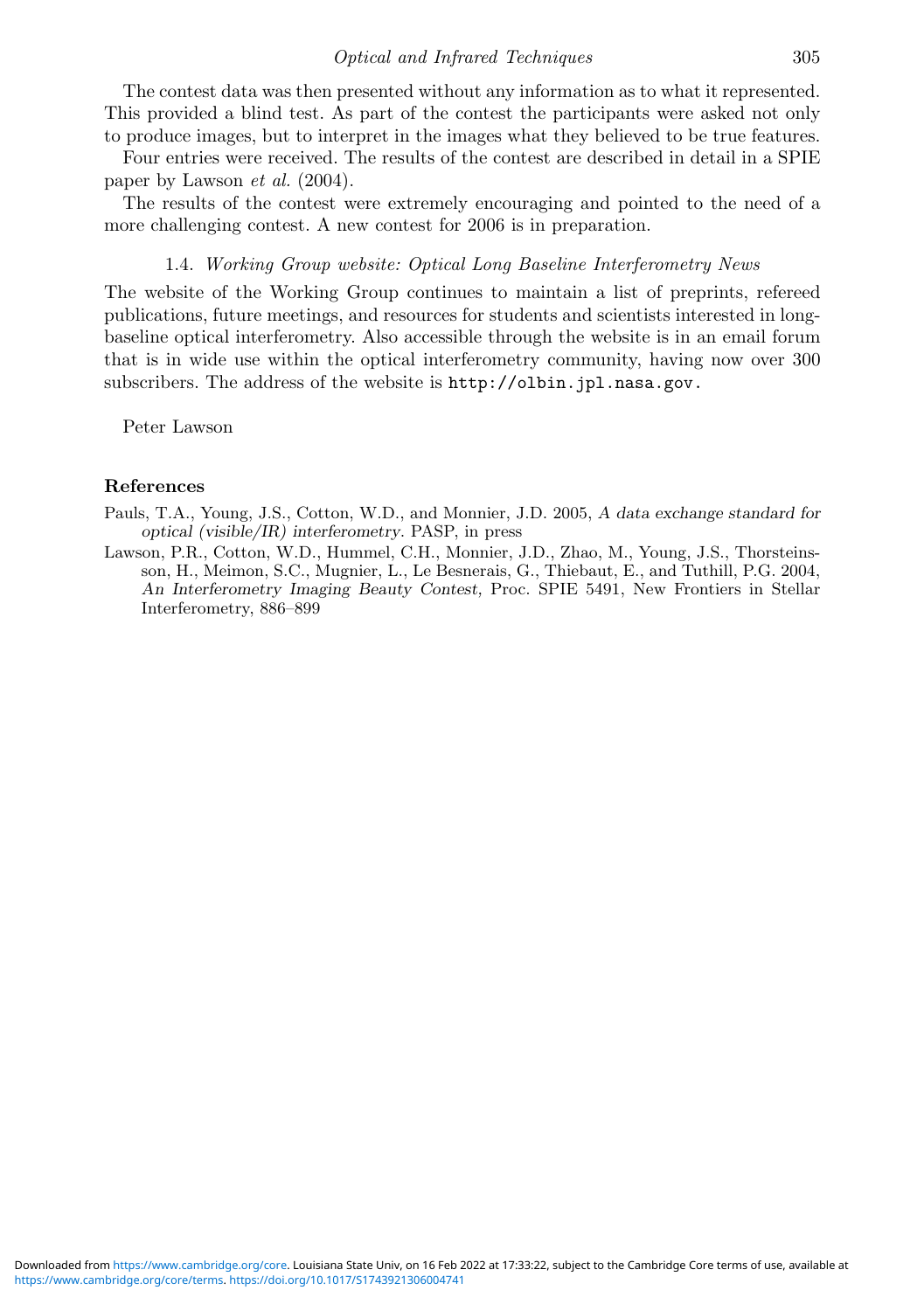The contest data was then presented without any information as to what it represented. This provided a blind test. As part of the contest the participants were asked not only to produce images, but to interpret in the images what they believed to be true features.

Four entries were received. The results of the contest are described in detail in a SPIE paper by Lawson *et al.* (2004).

The results of the contest were extremely encouraging and pointed to the need of a more challenging contest. A new contest for 2006 is in preparation.

### 1.4. *Working Group website: Optical Long Baseline Interferometry News*

The website of the Working Group continues to maintain a list of preprints, refereed publications, future meetings, and resources for students and scientists interested in long-baseline optical interferometry. Also accessible through the website is in an email forum that is in wide use within the optical interferometry community, having now over 300 subscribers. The address of the website is `http://olbin.jpl.nasa.gov`.

Peter Lawson

## References

Pauls, T.A., Young, J.S., Cotton, W.D., and Monnier, J.D. 2005, *A data exchange standard for optical (visible/IR) interferometry*. PASP, in press

Lawson, P.R., Cotton, W.D., Hummel, C.H., Monnier, J.D., Zhao, M., Young, J.S., Thorsteinsson, H., Meimon, S.C., Mugnier, L., Le Besnerais, G., Thiebaut, E., and Tuthill, P.G. 2004, *An Interferometry Imaging Beauty Contest,* Proc. SPIE 5491, New Frontiers in Stellar Interferometry, 886–899